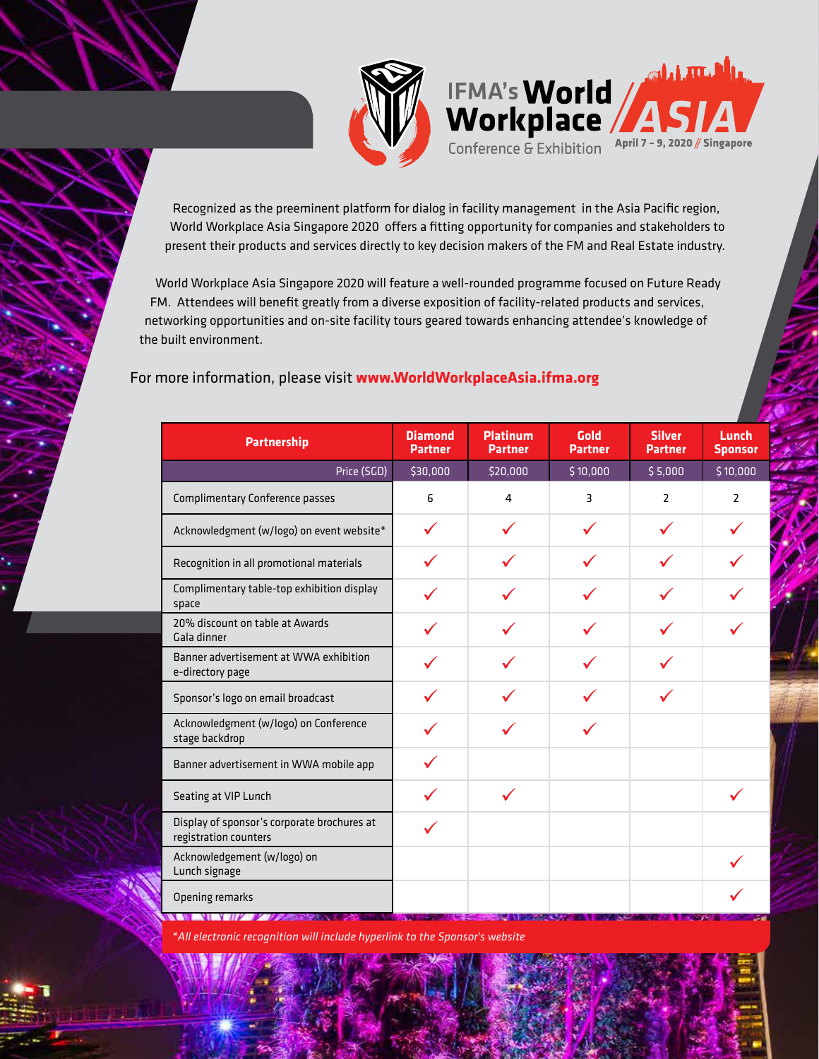# IFMA's World Workplace ASIA

Conference & Exhibition

April 7 – 9, 2020 // Singapore

Recognized as the preeminent platform for dialog in facility management in the Asia Pacific region, World Workplace Asia Singapore 2020 offers a fitting opportunity for companies and stakeholders to present their products and services directly to key decision makers of the FM and Real Estate industry.

World Workplace Asia Singapore 2020 will feature a well-rounded programme focused on Future Ready FM. Attendees will benefit greatly from a diverse exposition of facility-related products and services, networking opportunities and on-site facility tours geared towards enhancing attendee's knowledge of the built environment.

For more information, please visit **www.WorldWorkplaceAsia.ifma.org**

| Partnership | Diamond Partner | Platinum Partner | Gold Partner | Silver Partner | Lunch Sponsor |
|---|---|---|---|---|---|
| Price (SGD) | $30,000 | $20,000 | $10,000 | $5,000 | $10,000 |
| Complimentary Conference passes | 6 | 4 | 3 | 2 | 2 |
| Acknowledgment (w/logo) on event website* | ✓ | ✓ | ✓ | ✓ | ✓ |
| Recognition in all promotional materials | ✓ | ✓ | ✓ | ✓ | ✓ |
| Complimentary table-top exhibition display space | ✓ | ✓ | ✓ | ✓ | ✓ |
| 20% discount on table at Awards Gala dinner | ✓ | ✓ | ✓ | ✓ | ✓ |
| Banner advertisement at WWA exhibition e-directory page | ✓ | ✓ | ✓ | ✓ | |
| Sponsor's logo on email broadcast | ✓ | ✓ | ✓ | ✓ | |
| Acknowledgment (w/logo) on Conference stage backdrop | ✓ | ✓ | ✓ | | |
| Banner advertisement in WWA mobile app | ✓ | | | | |
| Seating at VIP Lunch | ✓ | ✓ | | | ✓ |
| Display of sponsor's corporate brochures at registration counters | ✓ | | | | |
| Acknowledgement (w/logo) on Lunch signage | | | | | ✓ |
| Opening remarks | | | | | ✓ |

*\*All electronic recognition will include hyperlink to the Sponsor's website*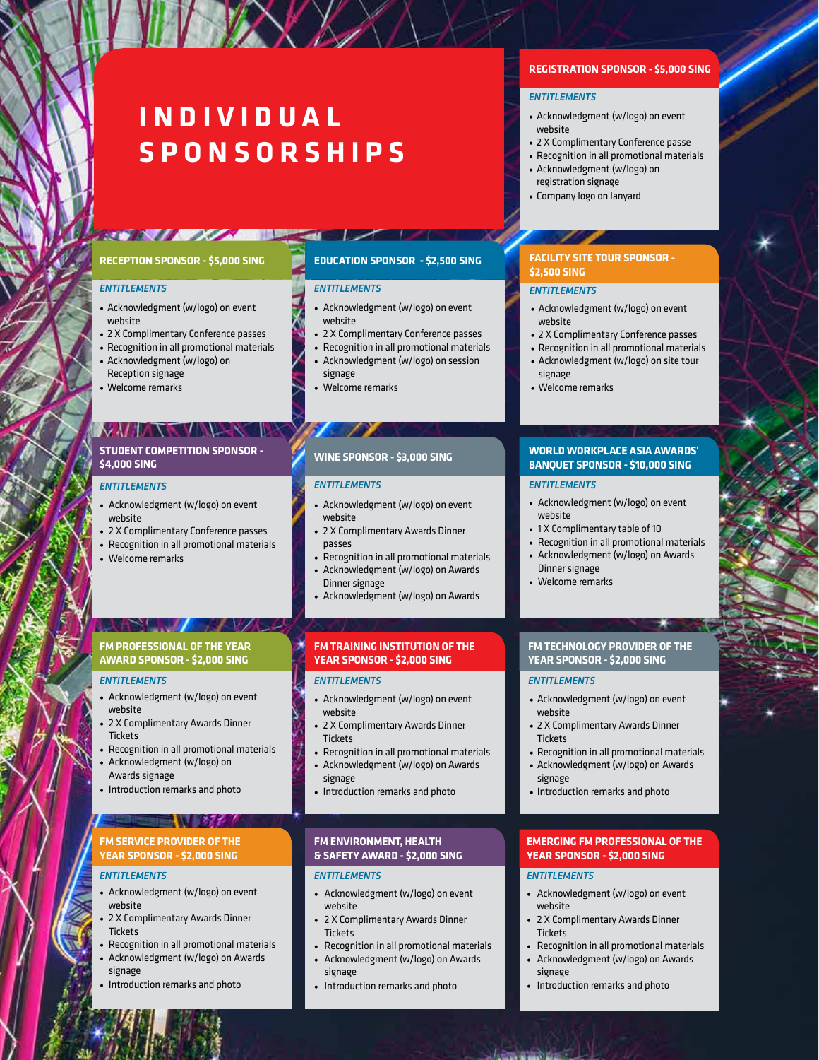# INDIVIDUAL SPONSORSHIPS

## REGISTRATION SPONSOR - $5,000 SING

*ENTITLEMENTS*

- Acknowledgment (w/logo) on event website
- 2 X Complimentary Conference passe
- Recognition in all promotional materials
- Acknowledgment (w/logo) on registration signage
- Company logo on lanyard

## RECEPTION SPONSOR - $5,000 SING

*ENTITLEMENTS*

- Acknowledgment (w/logo) on event website
- 2 X Complimentary Conference passes
- Recognition in all promotional materials
- Acknowledgment (w/logo) on Reception signage
- Welcome remarks

## EDUCATION SPONSOR - $2,500 SING

*ENTITLEMENTS*

- Acknowledgment (w/logo) on event website
- 2 X Complimentary Conference passes
- Recognition in all promotional materials
- Acknowledgment (w/logo) on session signage
- Welcome remarks

## FACILITY SITE TOUR SPONSOR - $2,500 SING

*ENTITLEMENTS*

- Acknowledgment (w/logo) on event website
- 2 X Complimentary Conference passes
- Recognition in all promotional materials
- Acknowledgment (w/logo) on site tour signage
- Welcome remarks

## STUDENT COMPETITION SPONSOR - $4,000 SING

*ENTITLEMENTS*

- Acknowledgment (w/logo) on event website
- 2 X Complimentary Conference passes
- Recognition in all promotional materials
- Welcome remarks

## WINE SPONSOR - $3,000 SING

*ENTITLEMENTS*

- Acknowledgment (w/logo) on event website
- 2 X Complimentary Awards Dinner passes
- Recognition in all promotional materials
- Acknowledgment (w/logo) on Awards Dinner signage
- Acknowledgment (w/logo) on Awards

## WORLD WORKPLACE ASIA AWARDS' BANQUET SPONSOR - $10,000 SING

*ENTITLEMENTS*

- Acknowledgment (w/logo) on event website
- 1 X Complimentary table of 10
- Recognition in all promotional materials
- Acknowledgment (w/logo) on Awards Dinner signage
- Welcome remarks

## FM PROFESSIONAL OF THE YEAR AWARD SPONSOR - $2,000 SING

*ENTITLEMENTS*

- Acknowledgment (w/logo) on event website
- 2 X Complimentary Awards Dinner Tickets
- Recognition in all promotional materials
- Acknowledgment (w/logo) on Awards signage
- Introduction remarks and photo

## FM TRAINING INSTITUTION OF THE YEAR SPONSOR - $2,000 SING

*ENTITLEMENTS*

- Acknowledgment (w/logo) on event website
- 2 X Complimentary Awards Dinner Tickets
- Recognition in all promotional materials
- Acknowledgment (w/logo) on Awards signage
- Introduction remarks and photo

## FM TECHNOLOGY PROVIDER OF THE YEAR SPONSOR - $2,000 SING

*ENTITLEMENTS*

- Acknowledgment (w/logo) on event website
- 2 X Complimentary Awards Dinner Tickets
- Recognition in all promotional materials
- Acknowledgment (w/logo) on Awards signage
- Introduction remarks and photo

## FM SERVICE PROVIDER OF THE YEAR SPONSOR - $2,000 SING

*ENTITLEMENTS*

- Acknowledgment (w/logo) on event website
- 2 X Complimentary Awards Dinner Tickets
- Recognition in all promotional materials
- Acknowledgment (w/logo) on Awards signage
- Introduction remarks and photo

## FM ENVIRONMENT, HEALTH & SAFETY AWARD - $2,000 SING

*ENTITLEMENTS*

- Acknowledgment (w/logo) on event website
- 2 X Complimentary Awards Dinner Tickets
- Recognition in all promotional materials
- Acknowledgment (w/logo) on Awards signage
- Introduction remarks and photo

## EMERGING FM PROFESSIONAL OF THE YEAR SPONSOR - $2,000 SING

*ENTITLEMENTS*

- Acknowledgment (w/logo) on event website
- 2 X Complimentary Awards Dinner Tickets
- Recognition in all promotional materials
- Acknowledgment (w/logo) on Awards signage
- Introduction remarks and photo